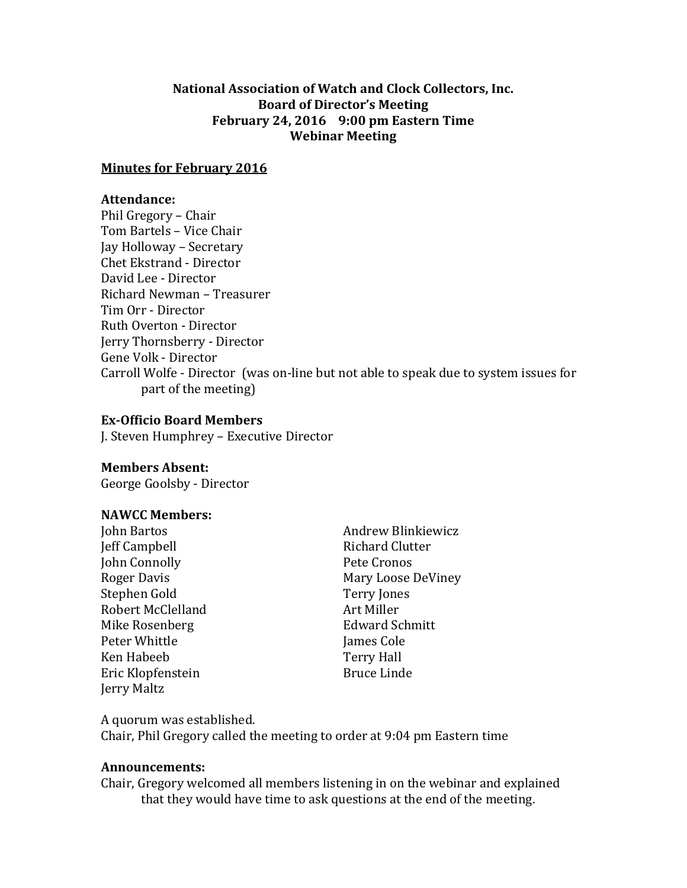**National Association of Watch and Clock Collectors, Inc.**
**Board of Director's Meeting**
**February 24, 2016 9:00 pm Eastern Time**
**Webinar Meeting**

**Minutes for February 2016**

**Attendance:**
Phil Gregory – Chair
Tom Bartels – Vice Chair
Jay Holloway – Secretary
Chet Ekstrand - Director
David Lee - Director
Richard Newman – Treasurer
Tim Orr - Director
Ruth Overton - Director
Jerry Thornsberry - Director
Gene Volk - Director
Carroll Wolfe - Director (was on-line but not able to speak due to system issues for part of the meeting)

**Ex-Officio Board Members**
J. Steven Humphrey – Executive Director

**Members Absent:**
George Goolsby - Director

**NAWCC Members:**
John Bartos
Andrew Blinkiewicz
Jeff Campbell
Richard Clutter
John Connolly
Pete Cronos
Roger Davis
Mary Loose DeViney
Stephen Gold
Terry Jones
Robert McClelland
Art Miller
Mike Rosenberg
Edward Schmitt
Peter Whittle
James Cole
Ken Habeeb
Terry Hall
Eric Klopfenstein
Bruce Linde
Jerry Maltz

A quorum was established.
Chair, Phil Gregory called the meeting to order at 9:04 pm Eastern time

**Announcements:**
Chair, Gregory welcomed all members listening in on the webinar and explained that they would have time to ask questions at the end of the meeting.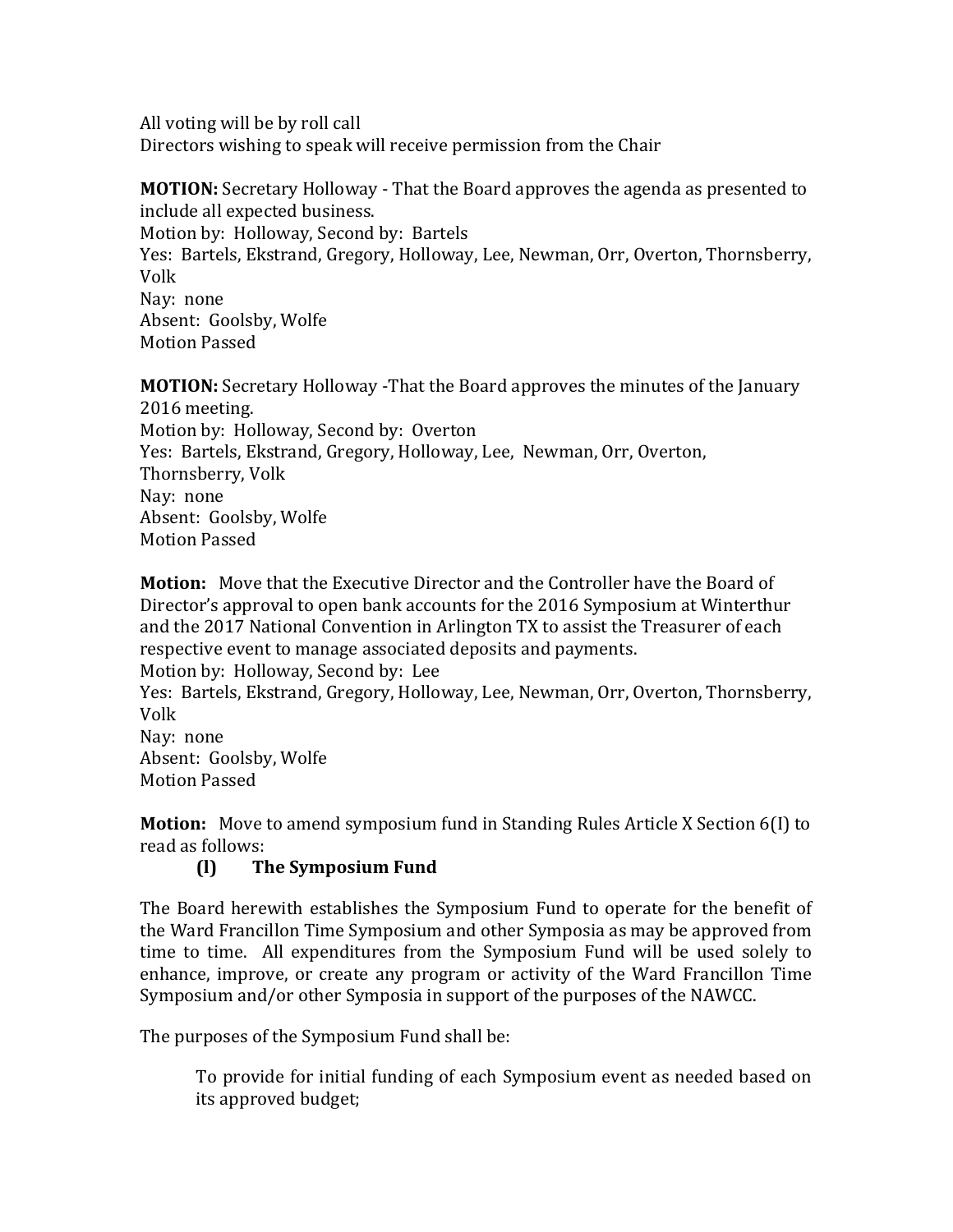All voting will be by roll call
Directors wishing to speak will receive permission from the Chair

**MOTION:** Secretary Holloway - That the Board approves the agenda as presented to include all expected business.
Motion by: Holloway, Second by: Bartels
Yes: Bartels, Ekstrand, Gregory, Holloway, Lee, Newman, Orr, Overton, Thornsberry, Volk
Nay: none
Absent: Goolsby, Wolfe
Motion Passed

**MOTION:** Secretary Holloway -That the Board approves the minutes of the January 2016 meeting.
Motion by: Holloway, Second by: Overton
Yes: Bartels, Ekstrand, Gregory, Holloway, Lee, Newman, Orr, Overton, Thornsberry, Volk
Nay: none
Absent: Goolsby, Wolfe
Motion Passed

**Motion:** Move that the Executive Director and the Controller have the Board of Director's approval to open bank accounts for the 2016 Symposium at Winterthur and the 2017 National Convention in Arlington TX to assist the Treasurer of each respective event to manage associated deposits and payments.
Motion by: Holloway, Second by: Lee
Yes: Bartels, Ekstrand, Gregory, Holloway, Lee, Newman, Orr, Overton, Thornsberry, Volk
Nay: none
Absent: Goolsby, Wolfe
Motion Passed

**Motion:** Move to amend symposium fund in Standing Rules Article X Section 6(I) to read as follows:

**(I) The Symposium Fund**

The Board herewith establishes the Symposium Fund to operate for the benefit of the Ward Francillon Time Symposium and other Symposia as may be approved from time to time. All expenditures from the Symposium Fund will be used solely to enhance, improve, or create any program or activity of the Ward Francillon Time Symposium and/or other Symposia in support of the purposes of the NAWCC.

The purposes of the Symposium Fund shall be:

> To provide for initial funding of each Symposium event as needed based on its approved budget;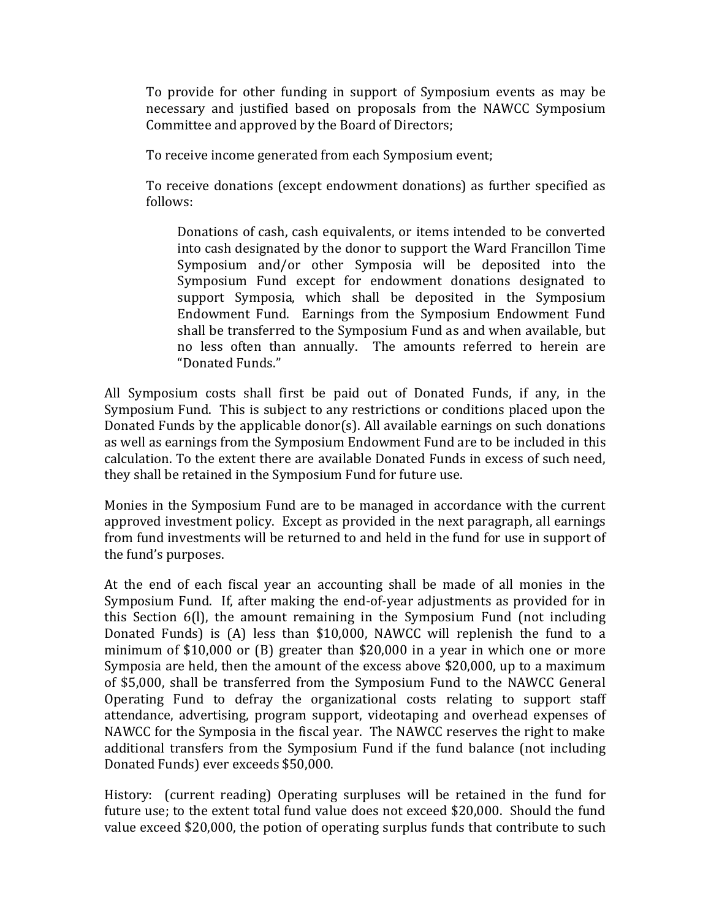To provide for other funding in support of Symposium events as may be necessary and justified based on proposals from the NAWCC Symposium Committee and approved by the Board of Directors;

To receive income generated from each Symposium event;

To receive donations (except endowment donations) as further specified as follows:

> Donations of cash, cash equivalents, or items intended to be converted into cash designated by the donor to support the Ward Francillon Time Symposium and/or other Symposia will be deposited into the Symposium Fund except for endowment donations designated to support Symposia, which shall be deposited in the Symposium Endowment Fund. Earnings from the Symposium Endowment Fund shall be transferred to the Symposium Fund as and when available, but no less often than annually. The amounts referred to herein are "Donated Funds."

All Symposium costs shall first be paid out of Donated Funds, if any, in the Symposium Fund. This is subject to any restrictions or conditions placed upon the Donated Funds by the applicable donor(s). All available earnings on such donations as well as earnings from the Symposium Endowment Fund are to be included in this calculation. To the extent there are available Donated Funds in excess of such need, they shall be retained in the Symposium Fund for future use.

Monies in the Symposium Fund are to be managed in accordance with the current approved investment policy. Except as provided in the next paragraph, all earnings from fund investments will be returned to and held in the fund for use in support of the fund's purposes.

At the end of each fiscal year an accounting shall be made of all monies in the Symposium Fund. If, after making the end-of-year adjustments as provided for in this Section 6(l), the amount remaining in the Symposium Fund (not including Donated Funds) is (A) less than $10,000, NAWCC will replenish the fund to a minimum of $10,000 or (B) greater than $20,000 in a year in which one or more Symposia are held, then the amount of the excess above $20,000, up to a maximum of $5,000, shall be transferred from the Symposium Fund to the NAWCC General Operating Fund to defray the organizational costs relating to support staff attendance, advertising, program support, videotaping and overhead expenses of NAWCC for the Symposia in the fiscal year. The NAWCC reserves the right to make additional transfers from the Symposium Fund if the fund balance (not including Donated Funds) ever exceeds $50,000.

History: (current reading) Operating surpluses will be retained in the fund for future use; to the extent total fund value does not exceed $20,000. Should the fund value exceed $20,000, the potion of operating surplus funds that contribute to such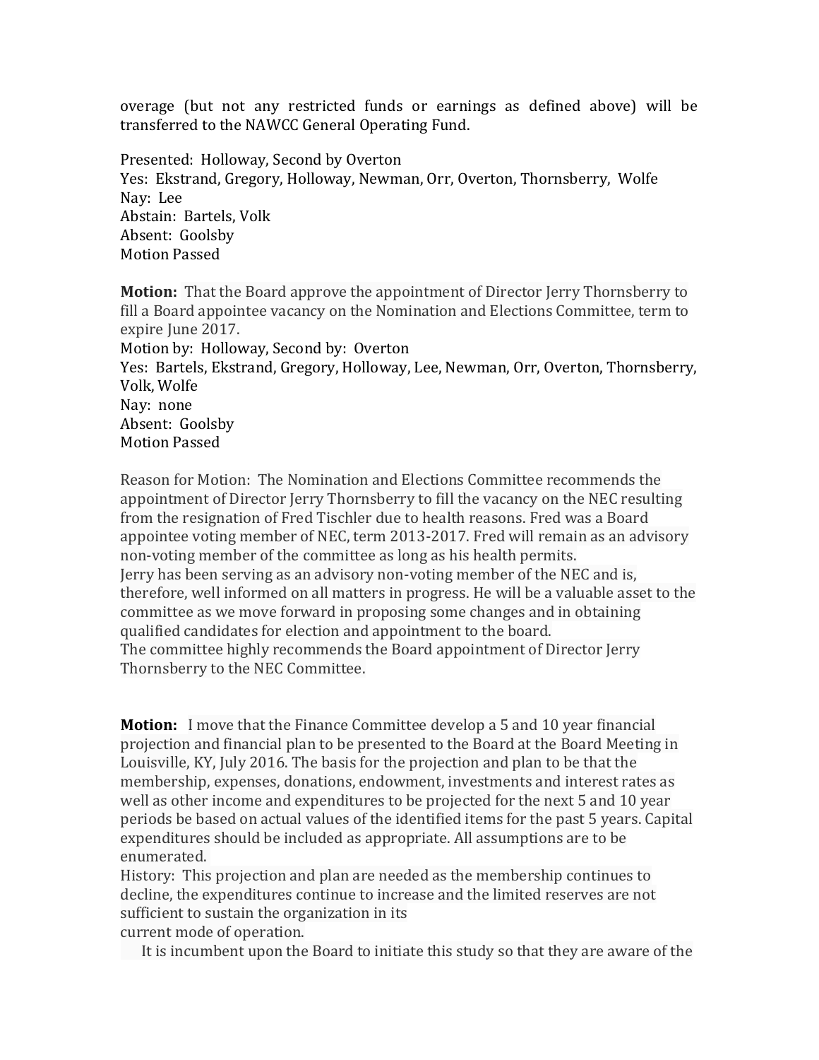overage (but not any restricted funds or earnings as defined above) will be transferred to the NAWCC General Operating Fund.

Presented: Holloway, Second by Overton
Yes: Ekstrand, Gregory, Holloway, Newman, Orr, Overton, Thornsberry, Wolfe
Nay: Lee
Abstain: Bartels, Volk
Absent: Goolsby
Motion Passed

**Motion:** That the Board approve the appointment of Director Jerry Thornsberry to fill a Board appointee vacancy on the Nomination and Elections Committee, term to expire June 2017.
Motion by: Holloway, Second by: Overton
Yes: Bartels, Ekstrand, Gregory, Holloway, Lee, Newman, Orr, Overton, Thornsberry, Volk, Wolfe
Nay: none
Absent: Goolsby
Motion Passed

Reason for Motion: The Nomination and Elections Committee recommends the appointment of Director Jerry Thornsberry to fill the vacancy on the NEC resulting from the resignation of Fred Tischler due to health reasons. Fred was a Board appointee voting member of NEC, term 2013-2017. Fred will remain as an advisory non-voting member of the committee as long as his health permits.
Jerry has been serving as an advisory non-voting member of the NEC and is, therefore, well informed on all matters in progress. He will be a valuable asset to the committee as we move forward in proposing some changes and in obtaining qualified candidates for election and appointment to the board.
The committee highly recommends the Board appointment of Director Jerry Thornsberry to the NEC Committee.

**Motion:** I move that the Finance Committee develop a 5 and 10 year financial projection and financial plan to be presented to the Board at the Board Meeting in Louisville, KY, July 2016. The basis for the projection and plan to be that the membership, expenses, donations, endowment, investments and interest rates as well as other income and expenditures to be projected for the next 5 and 10 year periods be based on actual values of the identified items for the past 5 years. Capital expenditures should be included as appropriate. All assumptions are to be enumerated.
History: This projection and plan are needed as the membership continues to decline, the expenditures continue to increase and the limited reserves are not sufficient to sustain the organization in its
current mode of operation.

It is incumbent upon the Board to initiate this study so that they are aware of the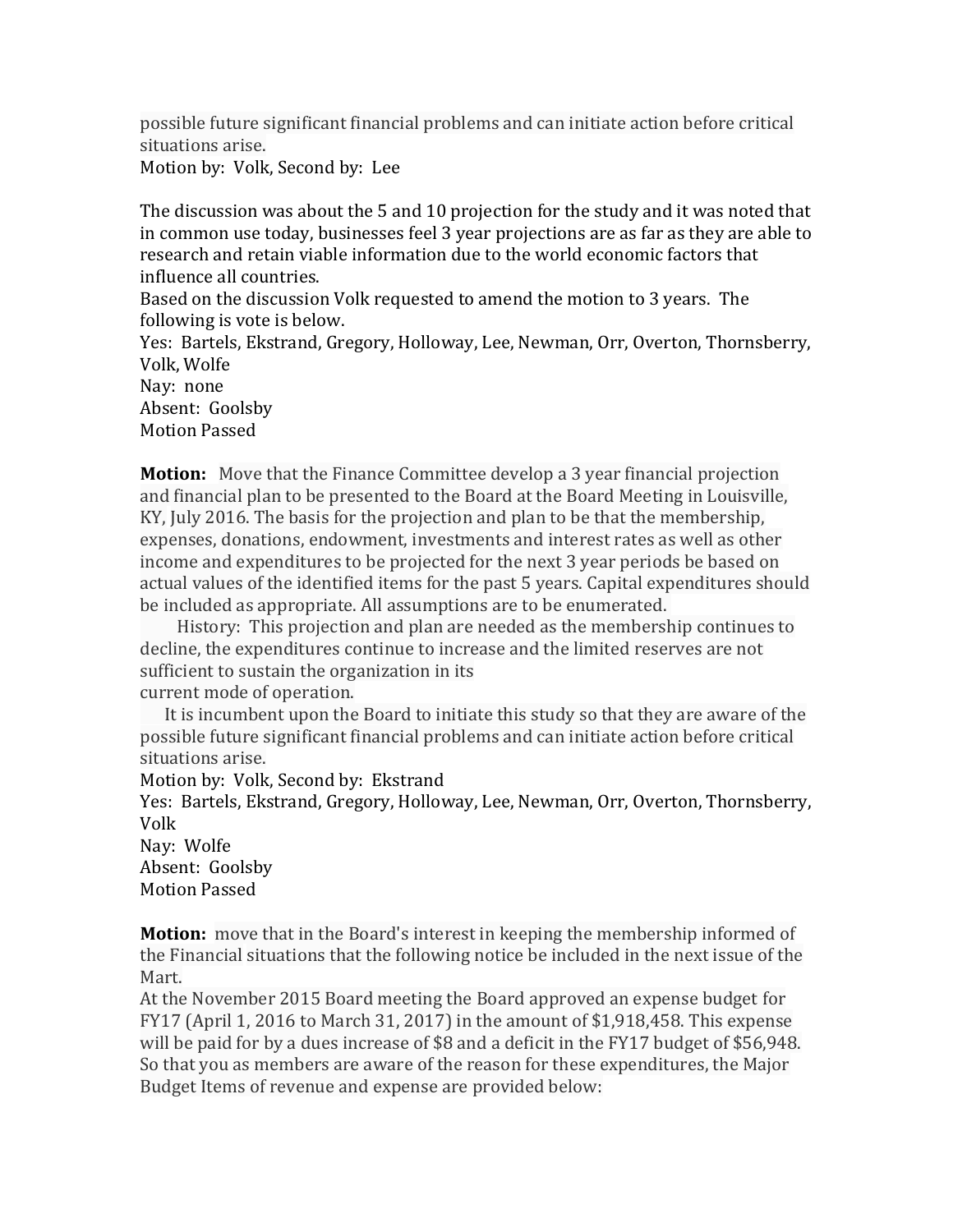possible future significant financial problems and can initiate action before critical situations arise.
Motion by: Volk, Second by: Lee

The discussion was about the 5 and 10 projection for the study and it was noted that in common use today, businesses feel 3 year projections are as far as they are able to research and retain viable information due to the world economic factors that influence all countries.
Based on the discussion Volk requested to amend the motion to 3 years. The following is vote is below.
Yes: Bartels, Ekstrand, Gregory, Holloway, Lee, Newman, Orr, Overton, Thornsberry, Volk, Wolfe
Nay: none
Absent: Goolsby
Motion Passed

**Motion:** Move that the Finance Committee develop a 3 year financial projection and financial plan to be presented to the Board at the Board Meeting in Louisville, KY, July 2016. The basis for the projection and plan to be that the membership, expenses, donations, endowment, investments and interest rates as well as other income and expenditures to be projected for the next 3 year periods be based on actual values of the identified items for the past 5 years. Capital expenditures should be included as appropriate. All assumptions are to be enumerated.

History: This projection and plan are needed as the membership continues to decline, the expenditures continue to increase and the limited reserves are not sufficient to sustain the organization in its current mode of operation.

It is incumbent upon the Board to initiate this study so that they are aware of the possible future significant financial problems and can initiate action before critical situations arise.
Motion by: Volk, Second by: Ekstrand
Yes: Bartels, Ekstrand, Gregory, Holloway, Lee, Newman, Orr, Overton, Thornsberry, Volk
Nay: Wolfe
Absent: Goolsby
Motion Passed

**Motion:** move that in the Board's interest in keeping the membership informed of the Financial situations that the following notice be included in the next issue of the Mart.
At the November 2015 Board meeting the Board approved an expense budget for FY17 (April 1, 2016 to March 31, 2017) in the amount of $1,918,458. This expense will be paid for by a dues increase of $8 and a deficit in the FY17 budget of $56,948. So that you as members are aware of the reason for these expenditures, the Major Budget Items of revenue and expense are provided below: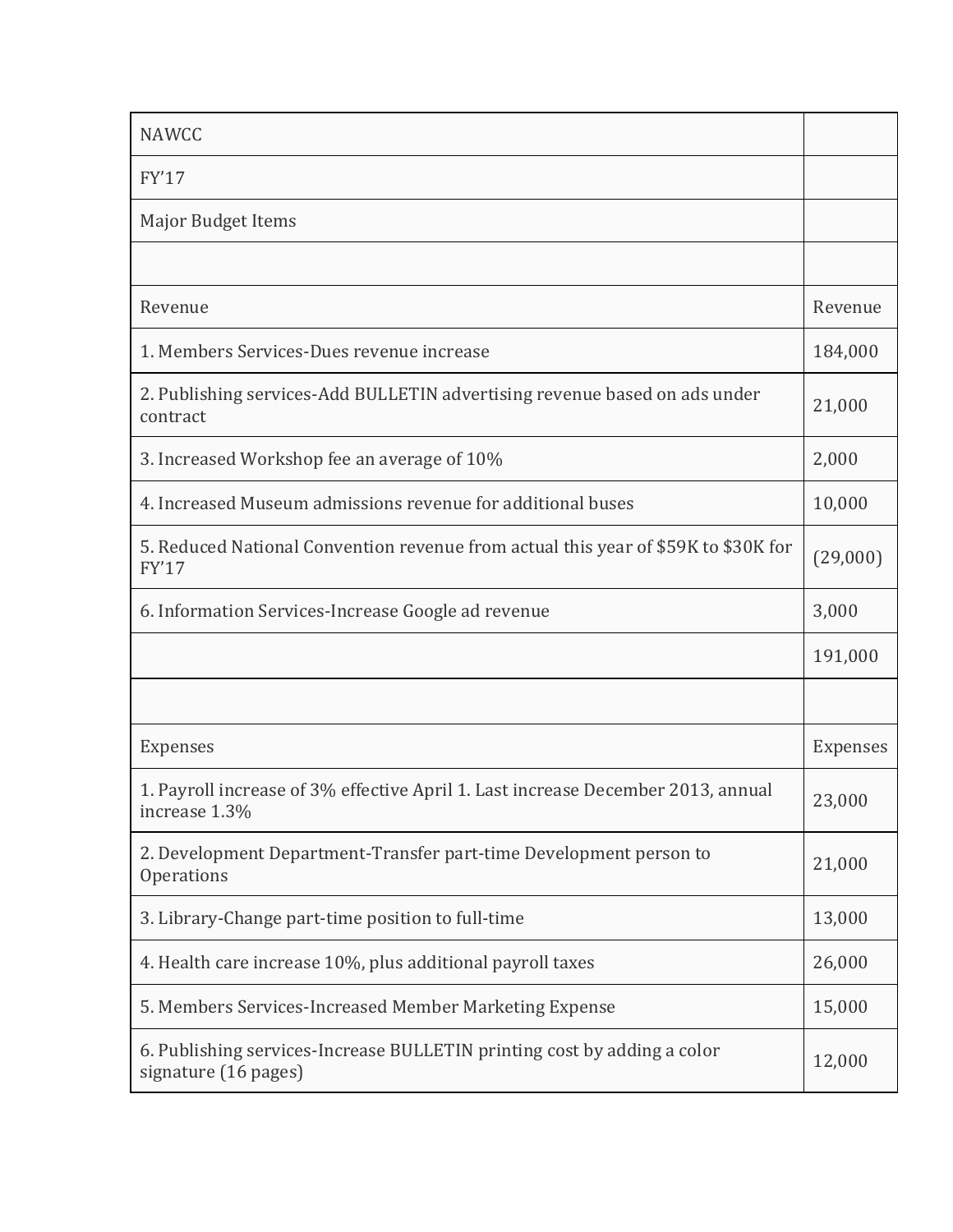| NAWCC | |
|---|---|
| FY'17 | |
| Major Budget Items | |
| | |
| Revenue | Revenue |
| 1. Members Services-Dues revenue increase | 184,000 |
| 2. Publishing services-Add BULLETIN advertising revenue based on ads under contract | 21,000 |
| 3. Increased Workshop fee an average of 10% | 2,000 |
| 4. Increased Museum admissions revenue for additional buses | 10,000 |
| 5. Reduced National Convention revenue from actual this year of $59K to $30K for FY'17 | (29,000) |
| 6. Information Services-Increase Google ad revenue | 3,000 |
| | 191,000 |
| | |
| Expenses | Expenses |
| 1. Payroll increase of 3% effective April 1. Last increase December 2013, annual increase 1.3% | 23,000 |
| 2. Development Department-Transfer part-time Development person to Operations | 21,000 |
| 3. Library-Change part-time position to full-time | 13,000 |
| 4. Health care increase 10%, plus additional payroll taxes | 26,000 |
| 5. Members Services-Increased Member Marketing Expense | 15,000 |
| 6. Publishing services-Increase BULLETIN printing cost by adding a color signature (16 pages) | 12,000 |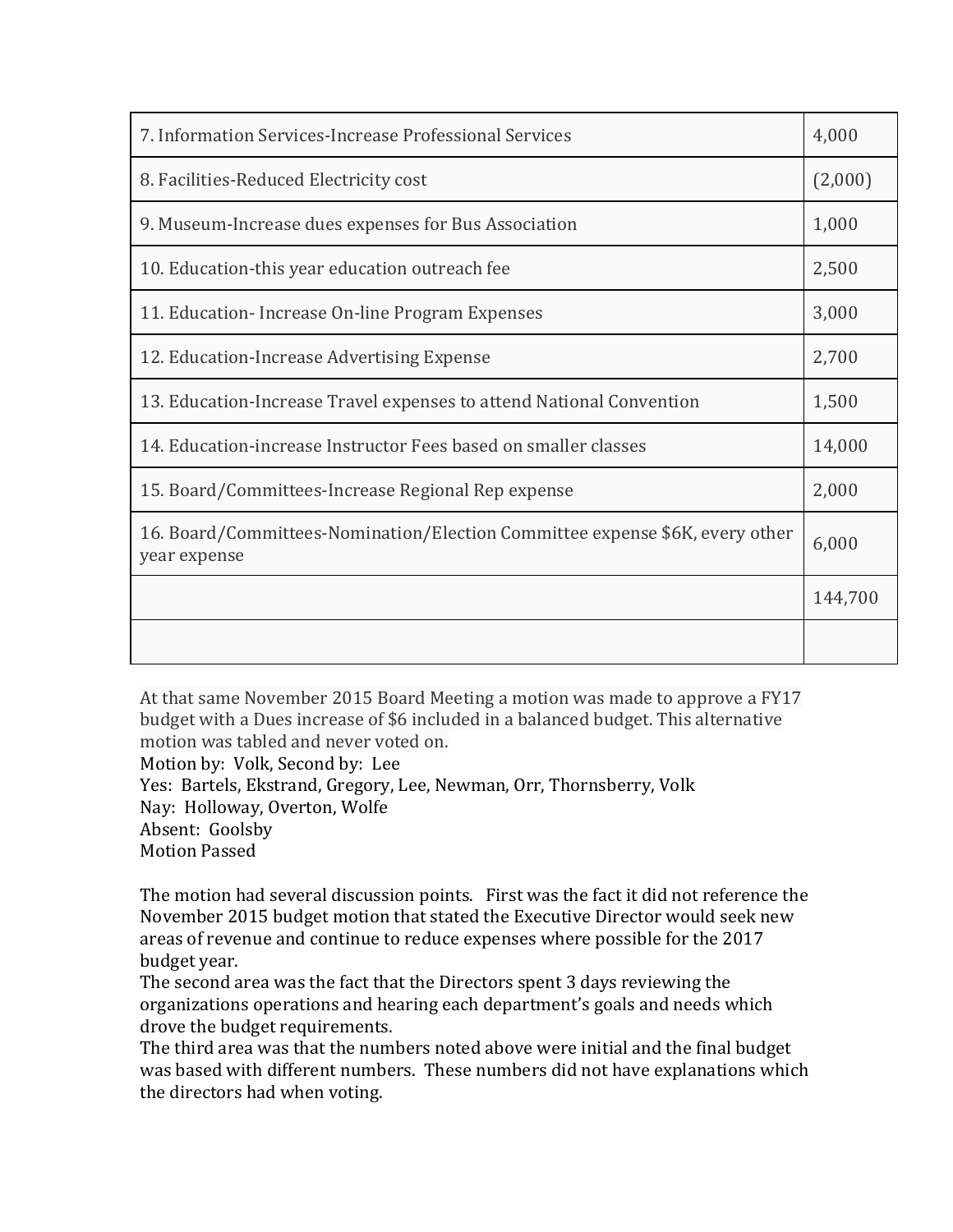| | |
|---|---|
| 7. Information Services-Increase Professional Services | 4,000 |
| 8. Facilities-Reduced Electricity cost | (2,000) |
| 9. Museum-Increase dues expenses for Bus Association | 1,000 |
| 10. Education-this year education outreach fee | 2,500 |
| 11. Education- Increase On-line Program Expenses | 3,000 |
| 12. Education-Increase Advertising Expense | 2,700 |
| 13. Education-Increase Travel expenses to attend National Convention | 1,500 |
| 14. Education-increase Instructor Fees based on smaller classes | 14,000 |
| 15. Board/Committees-Increase Regional Rep expense | 2,000 |
| 16. Board/Committees-Nomination/Election Committee expense $6K, every other year expense | 6,000 |
| | 144,700 |
| | |

At that same November 2015 Board Meeting a motion was made to approve a FY17 budget with a Dues increase of $6 included in a balanced budget. This alternative motion was tabled and never voted on.
Motion by: Volk, Second by: Lee
Yes: Bartels, Ekstrand, Gregory, Lee, Newman, Orr, Thornsberry, Volk
Nay: Holloway, Overton, Wolfe
Absent: Goolsby
Motion Passed

The motion had several discussion points. First was the fact it did not reference the November 2015 budget motion that stated the Executive Director would seek new areas of revenue and continue to reduce expenses where possible for the 2017 budget year.
The second area was the fact that the Directors spent 3 days reviewing the organizations operations and hearing each department's goals and needs which drove the budget requirements.
The third area was that the numbers noted above were initial and the final budget was based with different numbers. These numbers did not have explanations which the directors had when voting.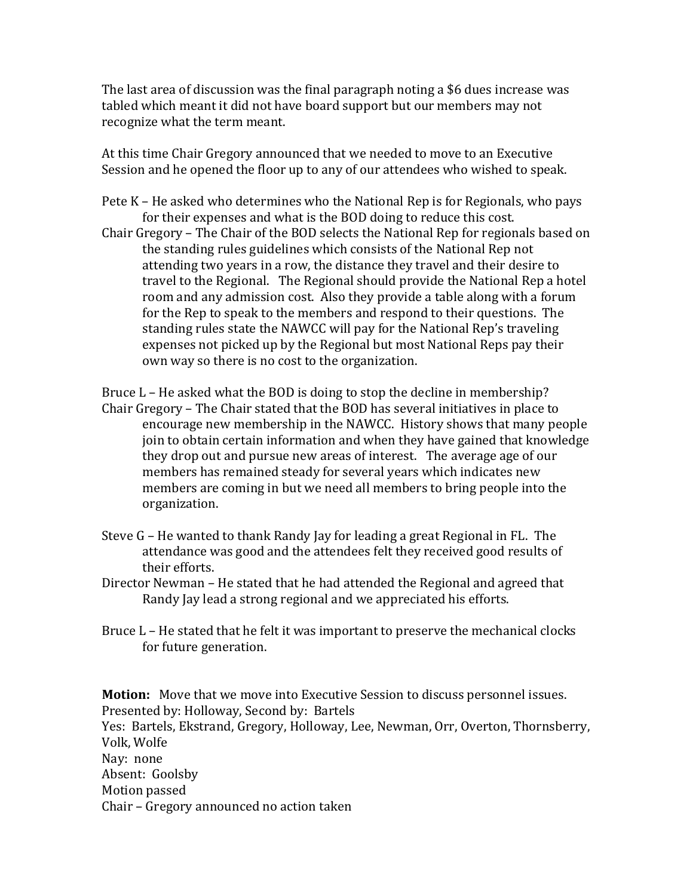The last area of discussion was the final paragraph noting a $6 dues increase was tabled which meant it did not have board support but our members may not recognize what the term meant.

At this time Chair Gregory announced that we needed to move to an Executive Session and he opened the floor up to any of our attendees who wished to speak.

Pete K – He asked who determines who the National Rep is for Regionals, who pays for their expenses and what is the BOD doing to reduce this cost.

Chair Gregory – The Chair of the BOD selects the National Rep for regionals based on the standing rules guidelines which consists of the National Rep not attending two years in a row, the distance they travel and their desire to travel to the Regional. The Regional should provide the National Rep a hotel room and any admission cost. Also they provide a table along with a forum for the Rep to speak to the members and respond to their questions. The standing rules state the NAWCC will pay for the National Rep's traveling expenses not picked up by the Regional but most National Reps pay their own way so there is no cost to the organization.

Bruce L – He asked what the BOD is doing to stop the decline in membership?

Chair Gregory – The Chair stated that the BOD has several initiatives in place to encourage new membership in the NAWCC. History shows that many people join to obtain certain information and when they have gained that knowledge they drop out and pursue new areas of interest. The average age of our members has remained steady for several years which indicates new members are coming in but we need all members to bring people into the organization.

Steve G – He wanted to thank Randy Jay for leading a great Regional in FL. The attendance was good and the attendees felt they received good results of their efforts.

Director Newman – He stated that he had attended the Regional and agreed that Randy Jay lead a strong regional and we appreciated his efforts.

Bruce L – He stated that he felt it was important to preserve the mechanical clocks for future generation.

**Motion:** Move that we move into Executive Session to discuss personnel issues.
Presented by: Holloway, Second by: Bartels
Yes: Bartels, Ekstrand, Gregory, Holloway, Lee, Newman, Orr, Overton, Thornsberry, Volk, Wolfe
Nay: none
Absent: Goolsby
Motion passed
Chair – Gregory announced no action taken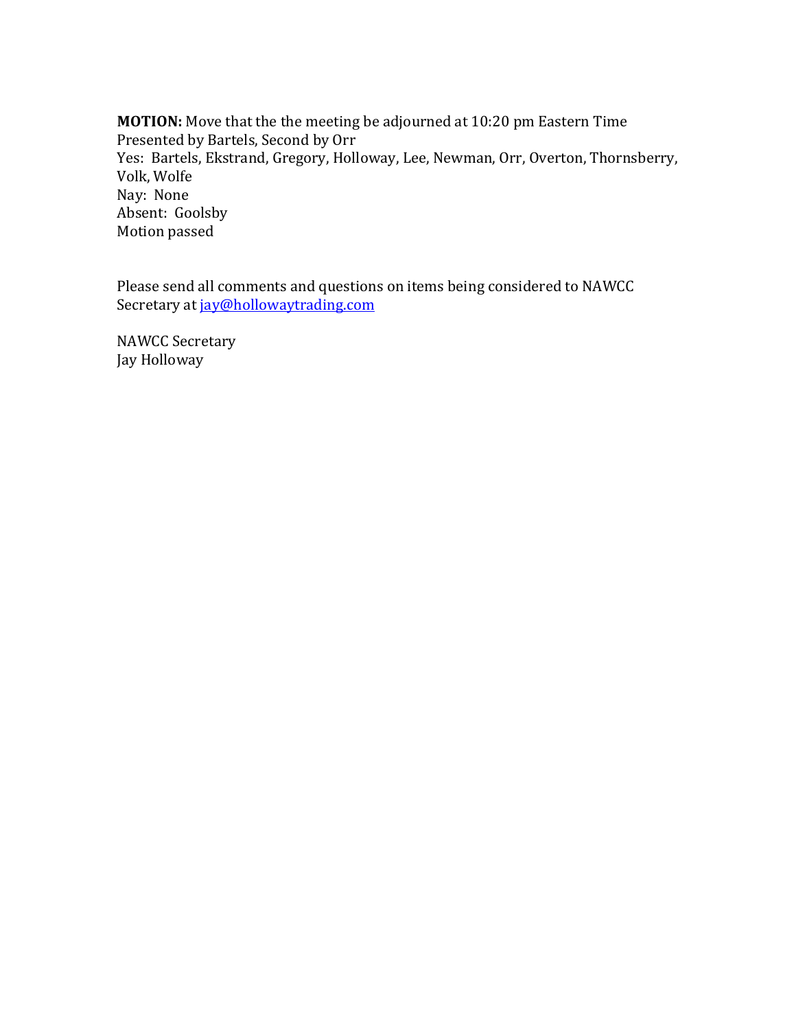**MOTION:** Move that the the meeting be adjourned at 10:20 pm Eastern Time
Presented by Bartels, Second by Orr
Yes: Bartels, Ekstrand, Gregory, Holloway, Lee, Newman, Orr, Overton, Thornsberry, Volk, Wolfe
Nay: None
Absent: Goolsby
Motion passed

Please send all comments and questions on items being considered to NAWCC Secretary at jay@hollowaytrading.com

NAWCC Secretary
Jay Holloway